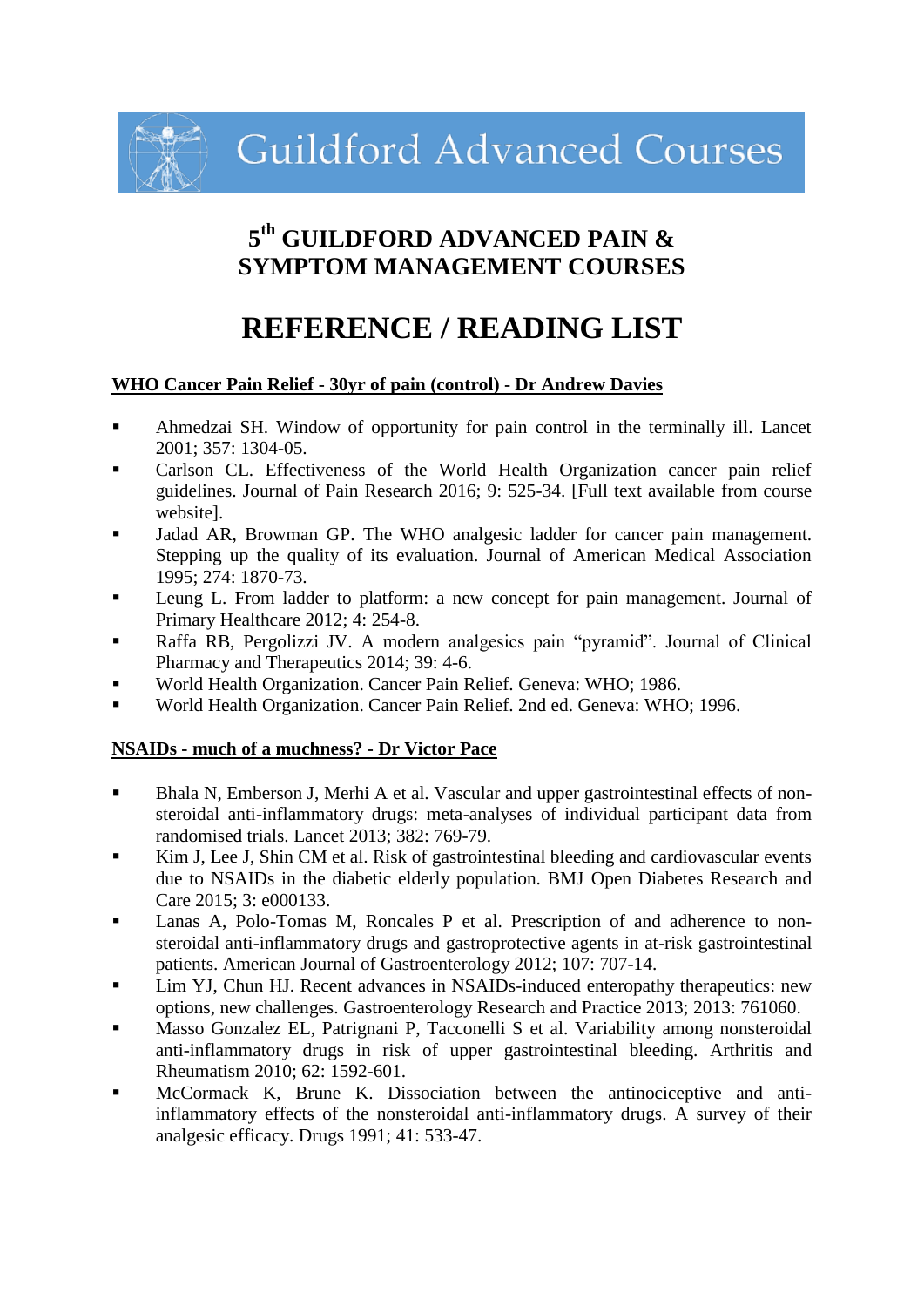Guildford Advanced Courses

# 5th GUILDFORD ADVANCED PAIN & SYMPTOM MANAGEMENT COURSES

# REFERENCE / READING LIST

## WHO Cancer Pain Relief - 30yr of pain (control) - Dr Andrew Davies

- Ahmedzai SH. Window of opportunity for pain control in the terminally ill. Lancet 2001; 357: 1304-05.
- Carlson CL. Effectiveness of the World Health Organization cancer pain relief guidelines. Journal of Pain Research 2016; 9: 525-34. [Full text available from course website].
- Jadad AR, Browman GP. The WHO analgesic ladder for cancer pain management. Stepping up the quality of its evaluation. Journal of American Medical Association 1995; 274: 1870-73.
- Leung L. From ladder to platform: a new concept for pain management. Journal of Primary Healthcare 2012; 4: 254-8.
- Raffa RB, Pergolizzi JV. A modern analgesics pain "pyramid". Journal of Clinical Pharmacy and Therapeutics 2014; 39: 4-6.
- World Health Organization. Cancer Pain Relief. Geneva: WHO; 1986.
- World Health Organization. Cancer Pain Relief. 2nd ed. Geneva: WHO; 1996.

## NSAIDs - much of a muchness? - Dr Victor Pace

- Bhala N, Emberson J, Merhi A et al. Vascular and upper gastrointestinal effects of non-steroidal anti-inflammatory drugs: meta-analyses of individual participant data from randomised trials. Lancet 2013; 382: 769-79.
- Kim J, Lee J, Shin CM et al. Risk of gastrointestinal bleeding and cardiovascular events due to NSAIDs in the diabetic elderly population. BMJ Open Diabetes Research and Care 2015; 3: e000133.
- Lanas A, Polo-Tomas M, Roncales P et al. Prescription of and adherence to non-steroidal anti-inflammatory drugs and gastroprotective agents in at-risk gastrointestinal patients. American Journal of Gastroenterology 2012; 107: 707-14.
- Lim YJ, Chun HJ. Recent advances in NSAIDs-induced enteropathy therapeutics: new options, new challenges. Gastroenterology Research and Practice 2013; 2013: 761060.
- Masso Gonzalez EL, Patrignani P, Tacconelli S et al. Variability among nonsteroidal anti-inflammatory drugs in risk of upper gastrointestinal bleeding. Arthritis and Rheumatism 2010; 62: 1592-601.
- McCormack K, Brune K. Dissociation between the antinociceptive and anti-inflammatory effects of the nonsteroidal anti-inflammatory drugs. A survey of their analgesic efficacy. Drugs 1991; 41: 533-47.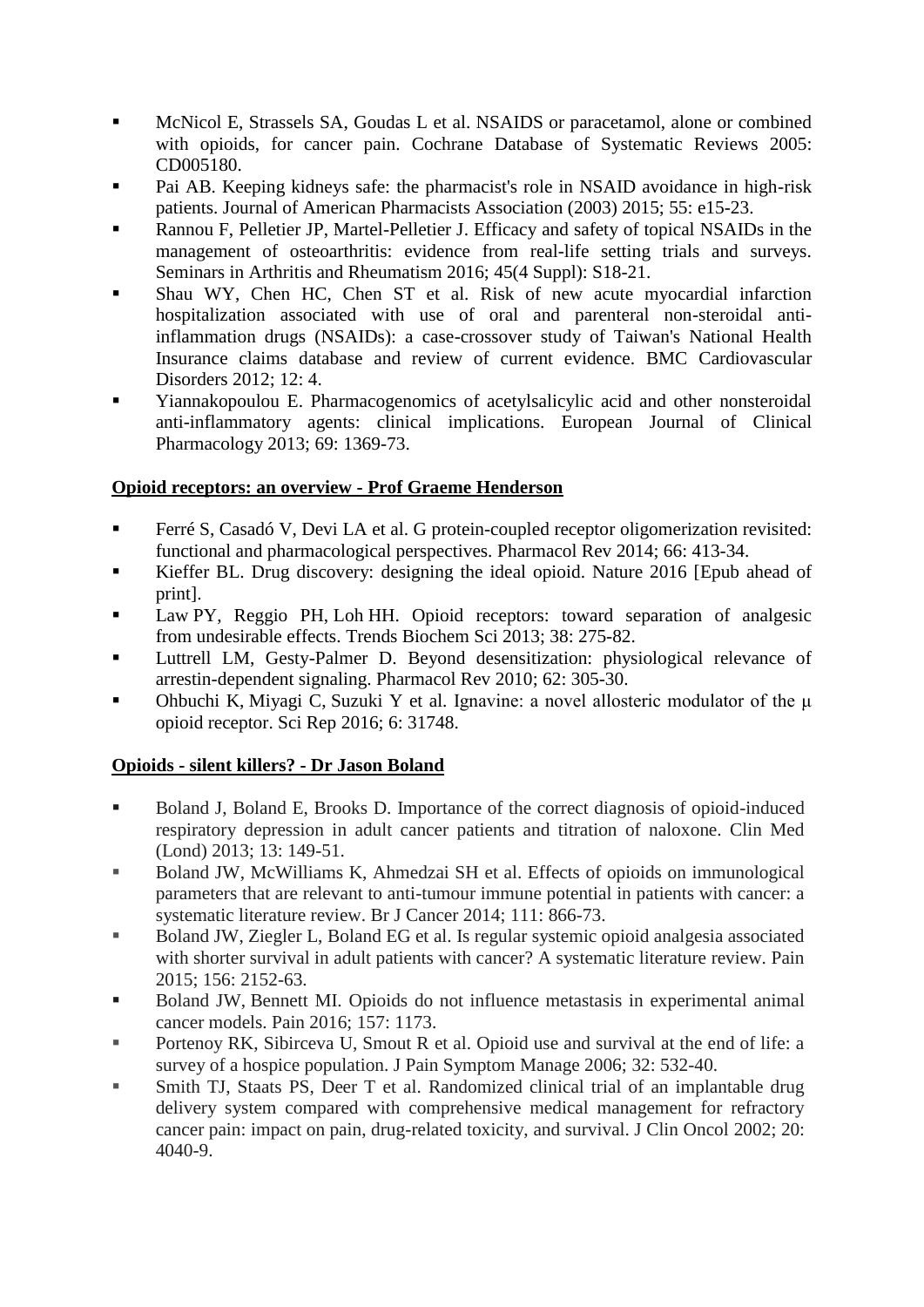- McNicol E, Strassels SA, Goudas L et al. NSAIDS or paracetamol, alone or combined with opioids, for cancer pain. Cochrane Database of Systematic Reviews 2005: CD005180.
- Pai AB. Keeping kidneys safe: the pharmacist's role in NSAID avoidance in high-risk patients. Journal of American Pharmacists Association (2003) 2015; 55: e15-23.
- Rannou F, Pelletier JP, Martel-Pelletier J. Efficacy and safety of topical NSAIDs in the management of osteoarthritis: evidence from real-life setting trials and surveys. Seminars in Arthritis and Rheumatism 2016; 45(4 Suppl): S18-21.
- Shau WY, Chen HC, Chen ST et al. Risk of new acute myocardial infarction hospitalization associated with use of oral and parenteral non-steroidal anti-inflammation drugs (NSAIDs): a case-crossover study of Taiwan's National Health Insurance claims database and review of current evidence. BMC Cardiovascular Disorders 2012; 12: 4.
- Yiannakopoulou E. Pharmacogenomics of acetylsalicylic acid and other nonsteroidal anti-inflammatory agents: clinical implications. European Journal of Clinical Pharmacology 2013; 69: 1369-73.

**Opioid receptors: an overview - Prof Graeme Henderson**

- Ferré S, Casadó V, Devi LA et al. G protein-coupled receptor oligomerization revisited: functional and pharmacological perspectives. Pharmacol Rev 2014; 66: 413-34.
- Kieffer BL. Drug discovery: designing the ideal opioid. Nature 2016 [Epub ahead of print].
- Law PY, Reggio PH, Loh HH. Opioid receptors: toward separation of analgesic from undesirable effects. Trends Biochem Sci 2013; 38: 275-82.
- Luttrell LM, Gesty-Palmer D. Beyond desensitization: physiological relevance of arrestin-dependent signaling. Pharmacol Rev 2010; 62: 305-30.
- Ohbuchi K, Miyagi C, Suzuki Y et al. Ignavine: a novel allosteric modulator of the μ opioid receptor. Sci Rep 2016; 6: 31748.

**Opioids - silent killers? - Dr Jason Boland**

- Boland J, Boland E, Brooks D. Importance of the correct diagnosis of opioid-induced respiratory depression in adult cancer patients and titration of naloxone. Clin Med (Lond) 2013; 13: 149-51.
- Boland JW, McWilliams K, Ahmedzai SH et al. Effects of opioids on immunological parameters that are relevant to anti-tumour immune potential in patients with cancer: a systematic literature review. Br J Cancer 2014; 111: 866-73.
- Boland JW, Ziegler L, Boland EG et al. Is regular systemic opioid analgesia associated with shorter survival in adult patients with cancer? A systematic literature review. Pain 2015; 156: 2152-63.
- Boland JW, Bennett MI. Opioids do not influence metastasis in experimental animal cancer models. Pain 2016; 157: 1173.
- Portenoy RK, Sibirceva U, Smout R et al. Opioid use and survival at the end of life: a survey of a hospice population. J Pain Symptom Manage 2006; 32: 532-40.
- Smith TJ, Staats PS, Deer T et al. Randomized clinical trial of an implantable drug delivery system compared with comprehensive medical management for refractory cancer pain: impact on pain, drug-related toxicity, and survival. J Clin Oncol 2002; 20: 4040-9.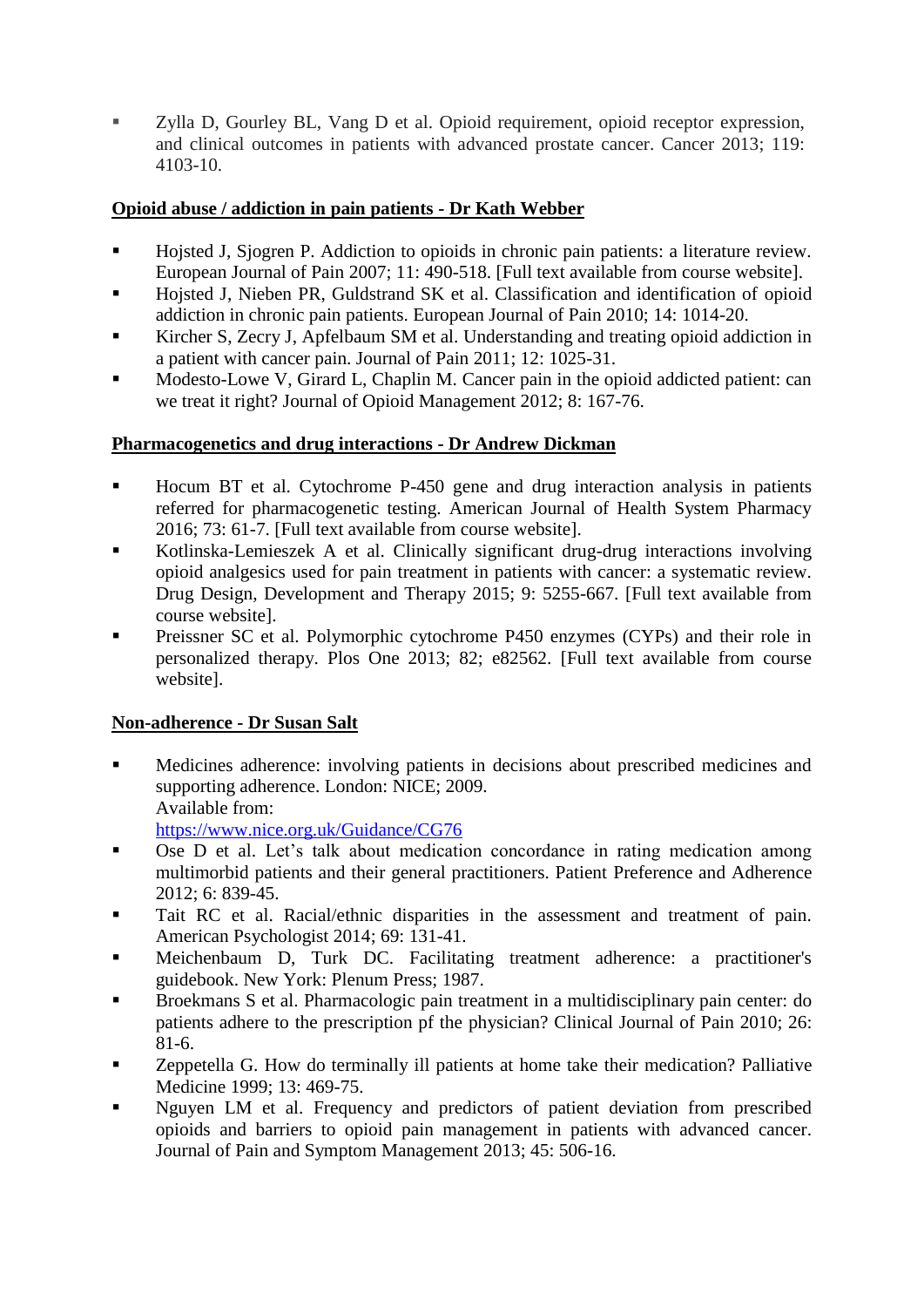- Zylla D, Gourley BL, Vang D et al. Opioid requirement, opioid receptor expression, and clinical outcomes in patients with advanced prostate cancer. Cancer 2013; 119: 4103-10.

**Opioid abuse / addiction in pain patients - Dr Kath Webber**

- Hojsted J, Sjogren P. Addiction to opioids in chronic pain patients: a literature review. European Journal of Pain 2007; 11: 490-518. [Full text available from course website].
- Hojsted J, Nieben PR, Guldstrand SK et al. Classification and identification of opioid addiction in chronic pain patients. European Journal of Pain 2010; 14: 1014-20.
- Kircher S, Zecry J, Apfelbaum SM et al. Understanding and treating opioid addiction in a patient with cancer pain. Journal of Pain 2011; 12: 1025-31.
- Modesto-Lowe V, Girard L, Chaplin M. Cancer pain in the opioid addicted patient: can we treat it right? Journal of Opioid Management 2012; 8: 167-76.

**Pharmacogenetics and drug interactions - Dr Andrew Dickman**

- Hocum BT et al. Cytochrome P-450 gene and drug interaction analysis in patients referred for pharmacogenetic testing. American Journal of Health System Pharmacy 2016; 73: 61-7. [Full text available from course website].
- Kotlinska-Lemieszek A et al. Clinically significant drug-drug interactions involving opioid analgesics used for pain treatment in patients with cancer: a systematic review. Drug Design, Development and Therapy 2015; 9: 5255-667. [Full text available from course website].
- Preissner SC et al. Polymorphic cytochrome P450 enzymes (CYPs) and their role in personalized therapy. Plos One 2013; 82; e82562. [Full text available from course website].

**Non-adherence - Dr Susan Salt**

- Medicines adherence: involving patients in decisions about prescribed medicines and supporting adherence. London: NICE; 2009.
  Available from:
  https://www.nice.org.uk/Guidance/CG76
- Ose D et al. Let's talk about medication concordance in rating medication among multimorbid patients and their general practitioners. Patient Preference and Adherence 2012; 6: 839-45.
- Tait RC et al. Racial/ethnic disparities in the assessment and treatment of pain. American Psychologist 2014; 69: 131-41.
- Meichenbaum D, Turk DC. Facilitating treatment adherence: a practitioner's guidebook. New York: Plenum Press; 1987.
- Broekmans S et al. Pharmacologic pain treatment in a multidisciplinary pain center: do patients adhere to the prescription pf the physician? Clinical Journal of Pain 2010; 26: 81-6.
- Zeppetella G. How do terminally ill patients at home take their medication? Palliative Medicine 1999; 13: 469-75.
- Nguyen LM et al. Frequency and predictors of patient deviation from prescribed opioids and barriers to opioid pain management in patients with advanced cancer. Journal of Pain and Symptom Management 2013; 45: 506-16.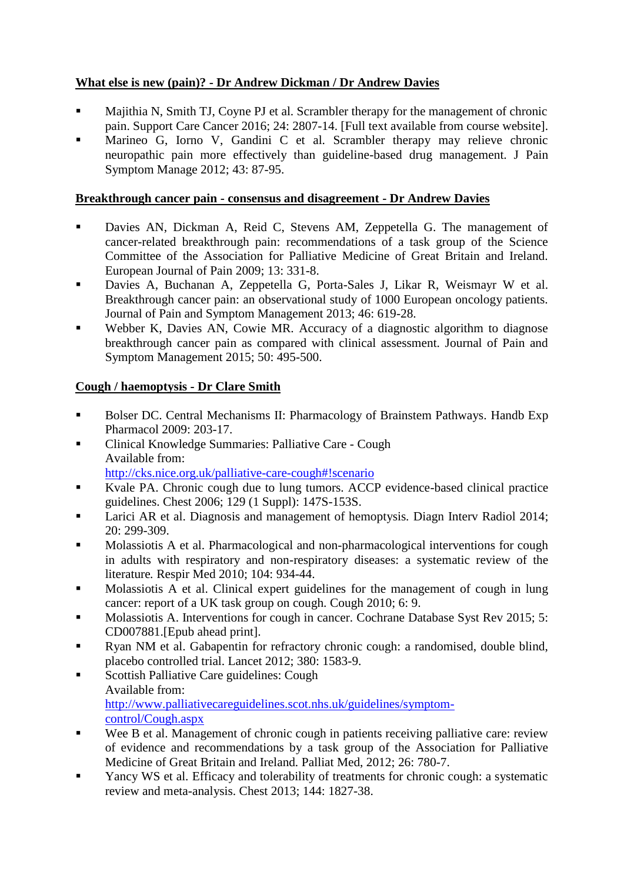**<u>What else is new (pain)? - Dr Andrew Dickman / Dr Andrew Davies</u>**

- Majithia N, Smith TJ, Coyne PJ et al. Scrambler therapy for the management of chronic pain. Support Care Cancer 2016; 24: 2807-14. [Full text available from course website].
- Marineo G, Iorno V, Gandini C et al. Scrambler therapy may relieve chronic neuropathic pain more effectively than guideline-based drug management. J Pain Symptom Manage 2012; 43: 87-95.

**<u>Breakthrough cancer pain - consensus and disagreement - Dr Andrew Davies</u>**

- Davies AN, Dickman A, Reid C, Stevens AM, Zeppetella G. The management of cancer-related breakthrough pain: recommendations of a task group of the Science Committee of the Association for Palliative Medicine of Great Britain and Ireland. European Journal of Pain 2009; 13: 331-8.
- Davies A, Buchanan A, Zeppetella G, Porta-Sales J, Likar R, Weismayr W et al. Breakthrough cancer pain: an observational study of 1000 European oncology patients. Journal of Pain and Symptom Management 2013; 46: 619-28.
- Webber K, Davies AN, Cowie MR. Accuracy of a diagnostic algorithm to diagnose breakthrough cancer pain as compared with clinical assessment. Journal of Pain and Symptom Management 2015; 50: 495-500.

**<u>Cough / haemoptysis - Dr Clare Smith</u>**

- Bolser DC. Central Mechanisms II: Pharmacology of Brainstem Pathways. Handb Exp Pharmacol 2009: 203-17.
- Clinical Knowledge Summaries: Palliative Care - Cough
  Available from:
  [http://cks.nice.org.uk/palliative-care-cough#!scenario](http://cks.nice.org.uk/palliative-care-cough#!scenario)
- Kvale PA. Chronic cough due to lung tumors. ACCP evidence-based clinical practice guidelines. Chest 2006; 129 (1 Suppl): 147S-153S.
- Larici AR et al. Diagnosis and management of hemoptysis. Diagn Interv Radiol 2014; 20: 299-309.
- Molassiotis A et al. Pharmacological and non-pharmacological interventions for cough in adults with respiratory and non-respiratory diseases: a systematic review of the literature. Respir Med 2010; 104: 934-44.
- Molassiotis A et al. Clinical expert guidelines for the management of cough in lung cancer: report of a UK task group on cough. Cough 2010; 6: 9.
- Molassiotis A. Interventions for cough in cancer. Cochrane Database Syst Rev 2015; 5: CD007881.[Epub ahead print].
- Ryan NM et al. Gabapentin for refractory chronic cough: a randomised, double blind, placebo controlled trial. Lancet 2012; 380: 1583-9.
- Scottish Palliative Care guidelines: Cough
  Available from:
  [http://www.palliativecareguidelines.scot.nhs.uk/guidelines/symptom-control/Cough.aspx](http://www.palliativecareguidelines.scot.nhs.uk/guidelines/symptom-control/Cough.aspx)
- Wee B et al. Management of chronic cough in patients receiving palliative care: review of evidence and recommendations by a task group of the Association for Palliative Medicine of Great Britain and Ireland. Palliat Med, 2012; 26: 780-7.
- Yancy WS et al. Efficacy and tolerability of treatments for chronic cough: a systematic review and meta-analysis. Chest 2013; 144: 1827-38.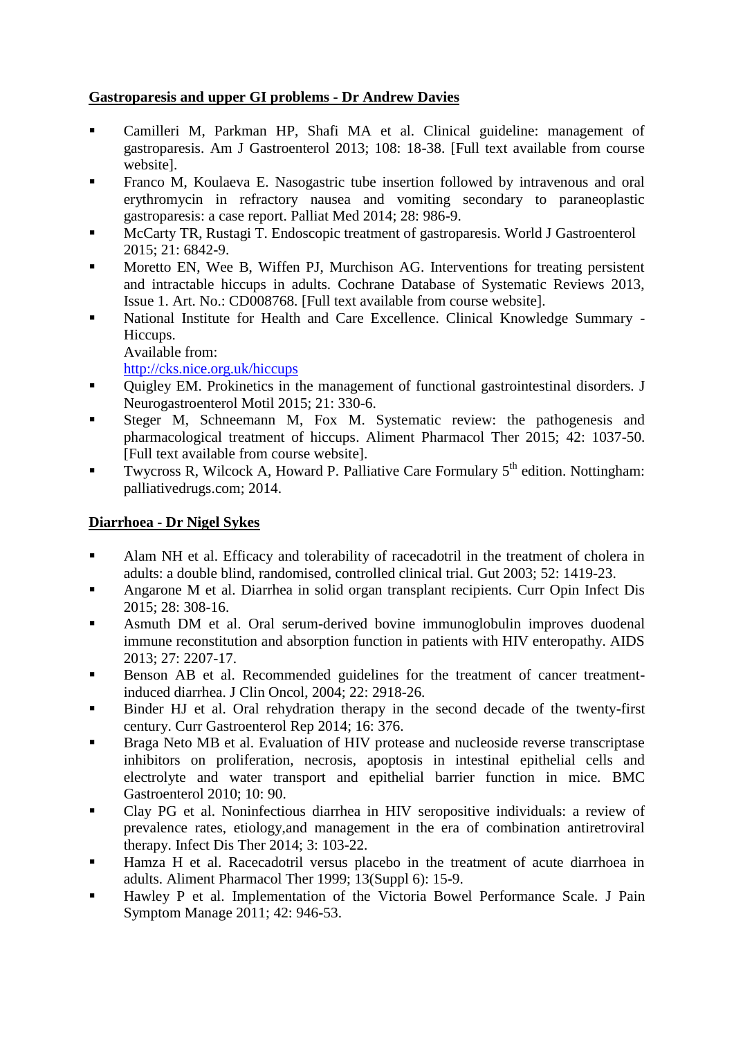**Gastroparesis and upper GI problems - Dr Andrew Davies**

- Camilleri M, Parkman HP, Shafi MA et al. Clinical guideline: management of gastroparesis. Am J Gastroenterol 2013; 108: 18-38. [Full text available from course website].
- Franco M, Koulaeva E. Nasogastric tube insertion followed by intravenous and oral erythromycin in refractory nausea and vomiting secondary to paraneoplastic gastroparesis: a case report. Palliat Med 2014; 28: 986-9.
- McCarty TR, Rustagi T. Endoscopic treatment of gastroparesis. World J Gastroenterol 2015; 21: 6842-9.
- Moretto EN, Wee B, Wiffen PJ, Murchison AG. Interventions for treating persistent and intractable hiccups in adults. Cochrane Database of Systematic Reviews 2013, Issue 1. Art. No.: CD008768. [Full text available from course website].
- National Institute for Health and Care Excellence. Clinical Knowledge Summary - Hiccups.
  Available from:
  http://cks.nice.org.uk/hiccups
- Quigley EM. Prokinetics in the management of functional gastrointestinal disorders. J Neurogastroenterol Motil 2015; 21: 330-6.
- Steger M, Schneemann M, Fox M. Systematic review: the pathogenesis and pharmacological treatment of hiccups. Aliment Pharmacol Ther 2015; 42: 1037-50. [Full text available from course website].
- Twycross R, Wilcock A, Howard P. Palliative Care Formulary 5th edition. Nottingham: palliativedrugs.com; 2014.

**Diarrhoea - Dr Nigel Sykes**

- Alam NH et al. Efficacy and tolerability of racecadotril in the treatment of cholera in adults: a double blind, randomised, controlled clinical trial. Gut 2003; 52: 1419-23.
- Angarone M et al. Diarrhea in solid organ transplant recipients. Curr Opin Infect Dis 2015; 28: 308-16.
- Asmuth DM et al. Oral serum-derived bovine immunoglobulin improves duodenal immune reconstitution and absorption function in patients with HIV enteropathy. AIDS 2013; 27: 2207-17.
- Benson AB et al. Recommended guidelines for the treatment of cancer treatment-induced diarrhea. J Clin Oncol, 2004; 22: 2918-26.
- Binder HJ et al. Oral rehydration therapy in the second decade of the twenty-first century. Curr Gastroenterol Rep 2014; 16: 376.
- Braga Neto MB et al. Evaluation of HIV protease and nucleoside reverse transcriptase inhibitors on proliferation, necrosis, apoptosis in intestinal epithelial cells and electrolyte and water transport and epithelial barrier function in mice. BMC Gastroenterol 2010; 10: 90.
- Clay PG et al. Noninfectious diarrhea in HIV seropositive individuals: a review of prevalence rates, etiology,and management in the era of combination antiretroviral therapy. Infect Dis Ther 2014; 3: 103-22.
- Hamza H et al. Racecadotril versus placebo in the treatment of acute diarrhoea in adults. Aliment Pharmacol Ther 1999; 13(Suppl 6): 15-9.
- Hawley P et al. Implementation of the Victoria Bowel Performance Scale. J Pain Symptom Manage 2011; 42: 946-53.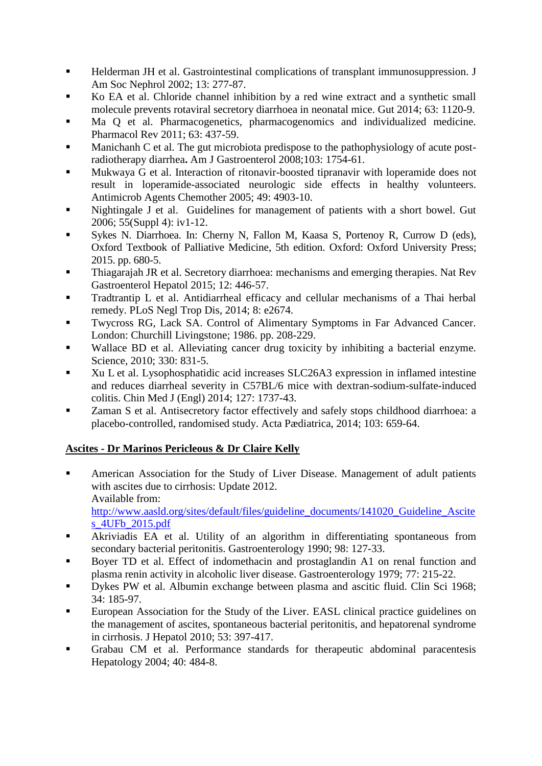- Helderman JH et al. Gastrointestinal complications of transplant immunosuppression. J Am Soc Nephrol 2002; 13: 277-87.
- Ko EA et al. Chloride channel inhibition by a red wine extract and a synthetic small molecule prevents rotaviral secretory diarrhoea in neonatal mice. Gut 2014; 63: 1120-9.
- Ma Q et al. Pharmacogenetics, pharmacogenomics and individualized medicine. Pharmacol Rev 2011; 63: 437-59.
- Manichanh C et al. The gut microbiota predispose to the pathophysiology of acute post-radiotherapy diarrhea**.** Am J Gastroenterol 2008;103: 1754-61.
- Mukwaya G et al. Interaction of ritonavir-boosted tipranavir with loperamide does not result in loperamide-associated neurologic side effects in healthy volunteers. Antimicrob Agents Chemother 2005; 49: 4903-10.
- Nightingale J et al. Guidelines for management of patients with a short bowel. Gut 2006; 55(Suppl 4): iv1-12.
- Sykes N. Diarrhoea. In: Cherny N, Fallon M, Kaasa S, Portenoy R, Currow D (eds), Oxford Textbook of Palliative Medicine, 5th edition. Oxford: Oxford University Press; 2015. pp. 680-5.
- Thiagarajah JR et al. Secretory diarrhoea: mechanisms and emerging therapies. Nat Rev Gastroenterol Hepatol 2015; 12: 446-57.
- Tradtrantip L et al. Antidiarrheal efficacy and cellular mechanisms of a Thai herbal remedy. PLoS Negl Trop Dis, 2014; 8: e2674.
- Twycross RG, Lack SA. Control of Alimentary Symptoms in Far Advanced Cancer. London: Churchill Livingstone; 1986. pp. 208-229.
- Wallace BD et al. Alleviating cancer drug toxicity by inhibiting a bacterial enzyme. Science, 2010; 330: 831-5.
- Xu L et al. Lysophosphatidic acid increases SLC26A3 expression in inflamed intestine and reduces diarrheal severity in C57BL/6 mice with dextran-sodium-sulfate-induced colitis. Chin Med J (Engl) 2014; 127: 1737-43.
- Zaman S et al. Antisecretory factor effectively and safely stops childhood diarrhoea: a placebo-controlled, randomised study. Acta Pædiatrica, 2014; 103: 659-64.

**Ascites - Dr Marinos Pericleous & Dr Claire Kelly**

- American Association for the Study of Liver Disease. Management of adult patients with ascites due to cirrhosis: Update 2012.
  Available from:
  http://www.aasld.org/sites/default/files/guideline_documents/141020_Guideline_Ascites_4UFb_2015.pdf
- Akriviadis EA et al. Utility of an algorithm in differentiating spontaneous from secondary bacterial peritonitis. Gastroenterology 1990; 98: 127-33.
- Boyer TD et al. Effect of indomethacin and prostaglandin A1 on renal function and plasma renin activity in alcoholic liver disease. Gastroenterology 1979; 77: 215-22.
- Dykes PW et al. Albumin exchange between plasma and ascitic fluid. Clin Sci 1968; 34: 185-97.
- European Association for the Study of the Liver. EASL clinical practice guidelines on the management of ascites, spontaneous bacterial peritonitis, and hepatorenal syndrome in cirrhosis. J Hepatol 2010; 53: 397-417.
- Grabau CM et al. Performance standards for therapeutic abdominal paracentesis Hepatology 2004; 40: 484-8.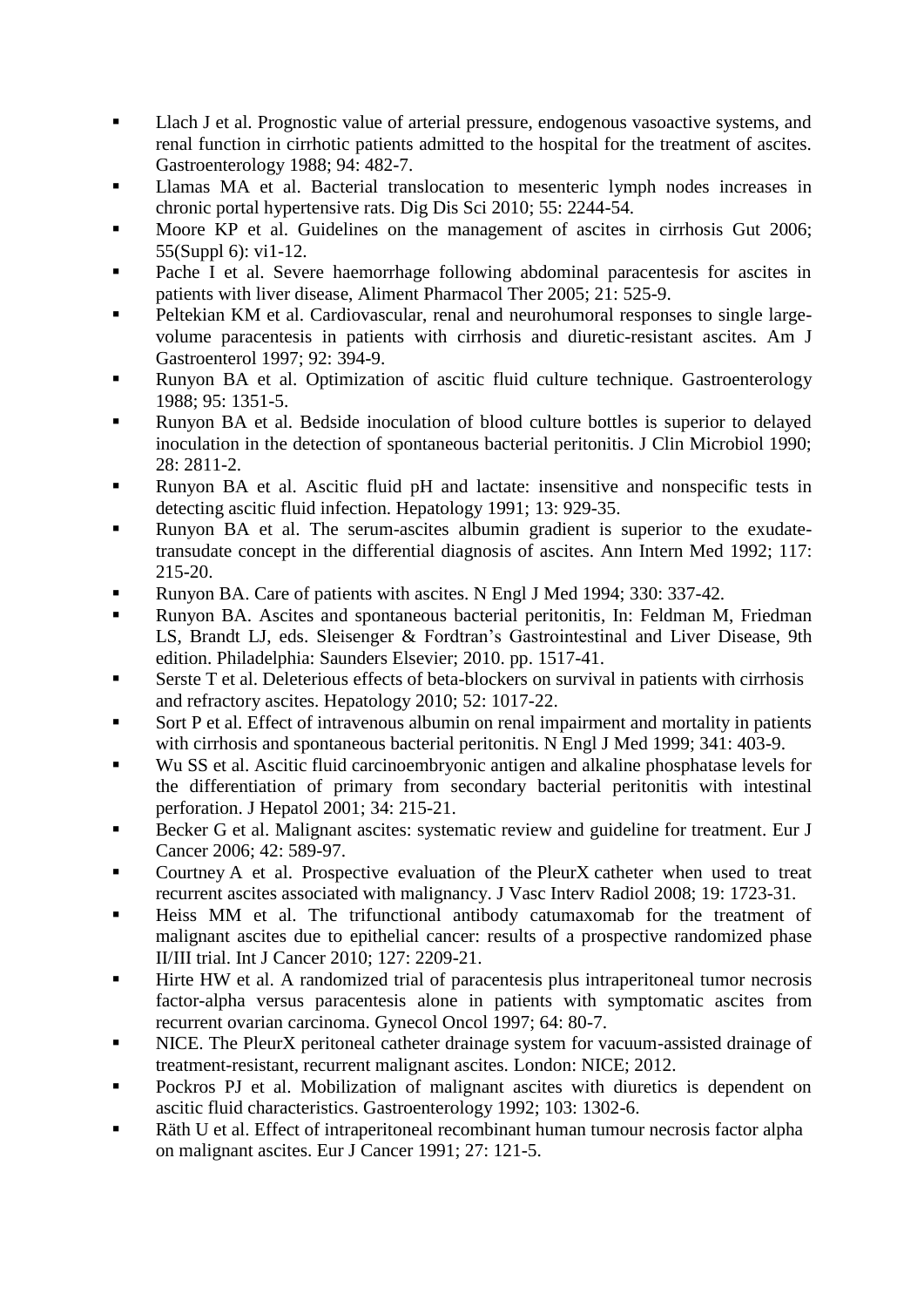- Llach J et al. Prognostic value of arterial pressure, endogenous vasoactive systems, and renal function in cirrhotic patients admitted to the hospital for the treatment of ascites. Gastroenterology 1988; 94: 482-7.
- Llamas MA et al. Bacterial translocation to mesenteric lymph nodes increases in chronic portal hypertensive rats. Dig Dis Sci 2010; 55: 2244-54.
- Moore KP et al. Guidelines on the management of ascites in cirrhosis Gut 2006; 55(Suppl 6): vi1-12.
- Pache I et al. Severe haemorrhage following abdominal paracentesis for ascites in patients with liver disease, Aliment Pharmacol Ther 2005; 21: 525-9.
- Peltekian KM et al. Cardiovascular, renal and neurohumoral responses to single large-volume paracentesis in patients with cirrhosis and diuretic-resistant ascites. Am J Gastroenterol 1997; 92: 394-9.
- Runyon BA et al. Optimization of ascitic fluid culture technique. Gastroenterology 1988; 95: 1351-5.
- Runyon BA et al. Bedside inoculation of blood culture bottles is superior to delayed inoculation in the detection of spontaneous bacterial peritonitis. J Clin Microbiol 1990; 28: 2811-2.
- Runyon BA et al. Ascitic fluid pH and lactate: insensitive and nonspecific tests in detecting ascitic fluid infection. Hepatology 1991; 13: 929-35.
- Runyon BA et al. The serum-ascites albumin gradient is superior to the exudate-transudate concept in the differential diagnosis of ascites. Ann Intern Med 1992; 117: 215-20.
- Runyon BA. Care of patients with ascites. N Engl J Med 1994; 330: 337-42.
- Runyon BA. Ascites and spontaneous bacterial peritonitis, In: Feldman M, Friedman LS, Brandt LJ, eds. Sleisenger & Fordtran's Gastrointestinal and Liver Disease, 9th edition. Philadelphia: Saunders Elsevier; 2010. pp. 1517-41.
- Serste T et al. Deleterious effects of beta-blockers on survival in patients with cirrhosis and refractory ascites. Hepatology 2010; 52: 1017-22.
- Sort P et al. Effect of intravenous albumin on renal impairment and mortality in patients with cirrhosis and spontaneous bacterial peritonitis. N Engl J Med 1999; 341: 403-9.
- Wu SS et al. Ascitic fluid carcinoembryonic antigen and alkaline phosphatase levels for the differentiation of primary from secondary bacterial peritonitis with intestinal perforation. J Hepatol 2001; 34: 215-21.
- Becker G et al. Malignant ascites: systematic review and guideline for treatment. Eur J Cancer 2006; 42: 589-97.
- Courtney A et al. Prospective evaluation of the PleurX catheter when used to treat recurrent ascites associated with malignancy. J Vasc Interv Radiol 2008; 19: 1723-31.
- Heiss MM et al. The trifunctional antibody catumaxomab for the treatment of malignant ascites due to epithelial cancer: results of a prospective randomized phase II/III trial. Int J Cancer 2010; 127: 2209-21.
- Hirte HW et al. A randomized trial of paracentesis plus intraperitoneal tumor necrosis factor-alpha versus paracentesis alone in patients with symptomatic ascites from recurrent ovarian carcinoma. Gynecol Oncol 1997; 64: 80-7.
- NICE. The PleurX peritoneal catheter drainage system for vacuum-assisted drainage of treatment-resistant, recurrent malignant ascites. London: NICE; 2012.
- Pockros PJ et al. Mobilization of malignant ascites with diuretics is dependent on ascitic fluid characteristics. Gastroenterology 1992; 103: 1302-6.
- Räth U et al. Effect of intraperitoneal recombinant human tumour necrosis factor alpha on malignant ascites. Eur J Cancer 1991; 27: 121-5.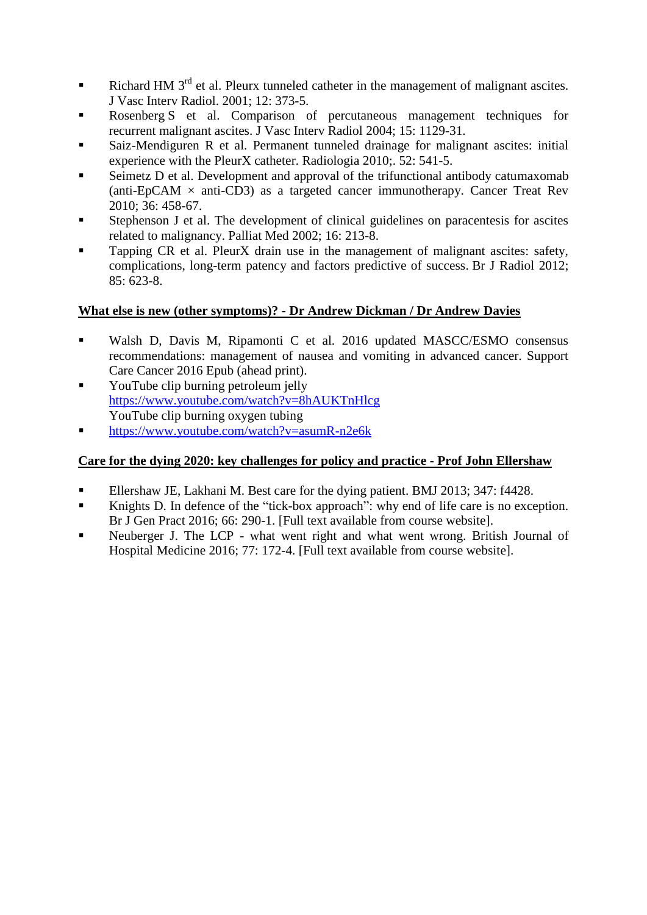- Richard HM 3[rd] et al. Pleurx tunneled catheter in the management of malignant ascites. J Vasc Interv Radiol. 2001; 12: 373-5.
- Rosenberg S et al. Comparison of percutaneous management techniques for recurrent malignant ascites. J Vasc Interv Radiol 2004; 15: 1129-31.
- Saiz-Mendiguren R et al. Permanent tunneled drainage for malignant ascites: initial experience with the PleurX catheter. Radiologia 2010;. 52: 541-5.
- Seimetz D et al. Development and approval of the trifunctional antibody catumaxomab (anti-EpCAM × anti-CD3) as a targeted cancer immunotherapy. Cancer Treat Rev 2010; 36: 458-67.
- Stephenson J et al. The development of clinical guidelines on paracentesis for ascites related to malignancy. Palliat Med 2002; 16: 213-8.
- Tapping CR et al. PleurX drain use in the management of malignant ascites: safety, complications, long-term patency and factors predictive of success. Br J Radiol 2012; 85: 623-8.

**<u>What else is new (other symptoms)? - Dr Andrew Dickman / Dr Andrew Davies</u>**

- Walsh D, Davis M, Ripamonti C et al. 2016 updated MASCC/ESMO consensus recommendations: management of nausea and vomiting in advanced cancer. Support Care Cancer 2016 Epub (ahead print).
- YouTube clip burning petroleum jelly
  https://www.youtube.com/watch?v=8hAUKTnHlcg
  YouTube clip burning oxygen tubing
- https://www.youtube.com/watch?v=asumR-n2e6k

**<u>Care for the dying 2020: key challenges for policy and practice - Prof John Ellershaw</u>**

- Ellershaw JE, Lakhani M. Best care for the dying patient. BMJ 2013; 347: f4428.
- Knights D. In defence of the "tick-box approach": why end of life care is no exception. Br J Gen Pract 2016; 66: 290-1. [Full text available from course website].
- Neuberger J. The LCP - what went right and what went wrong. British Journal of Hospital Medicine 2016; 77: 172-4. [Full text available from course website].